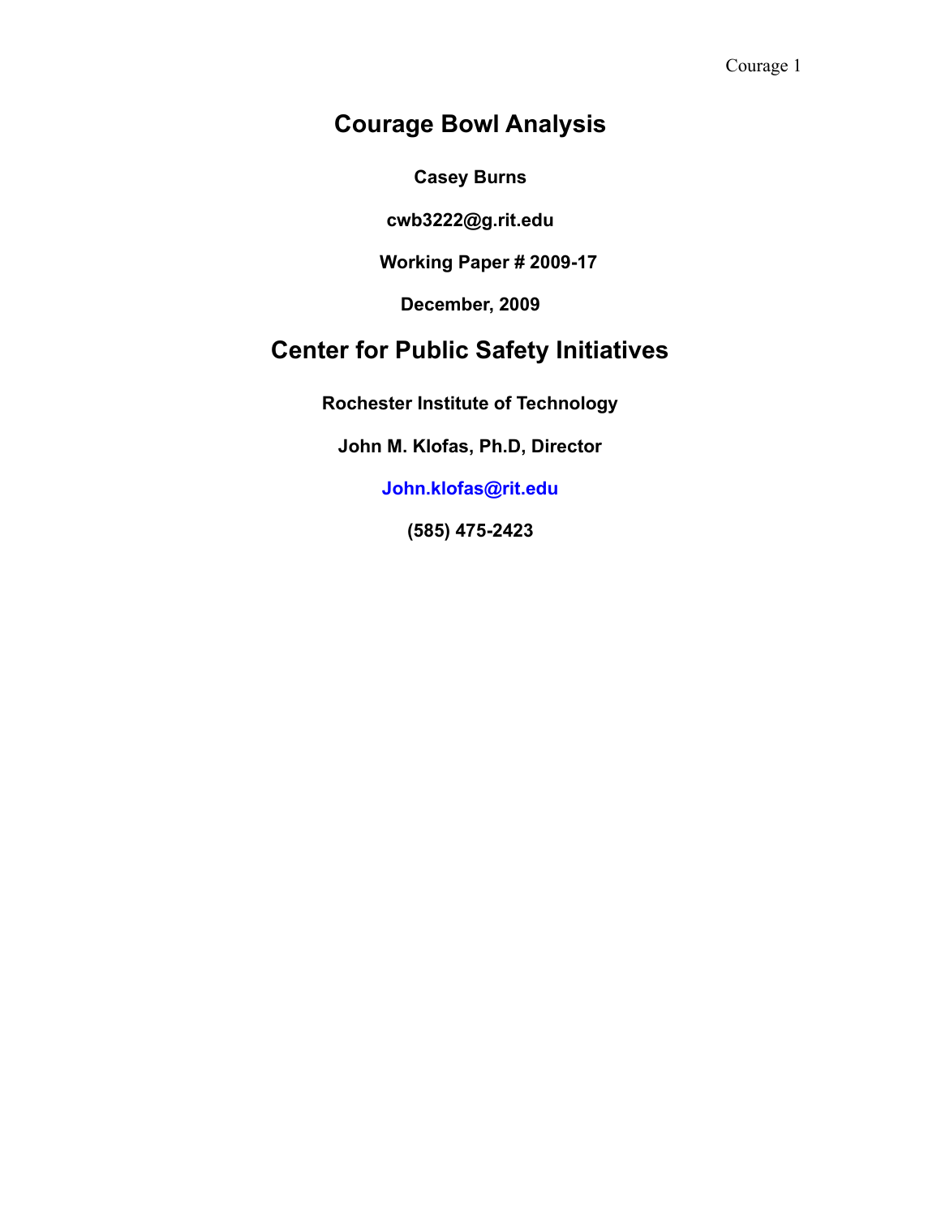# Courage Bowl Analysis

**Casey Burns**

**cwb3222@g.rit.edu**

**Working Paper # 2009-17**

**December, 2009**

# Center for Public Safety Initiatives

**Rochester Institute of Technology**

**John M. Klofas, Ph.D, Director**

**John.klofas@rit.edu**

**(585) 475-2423**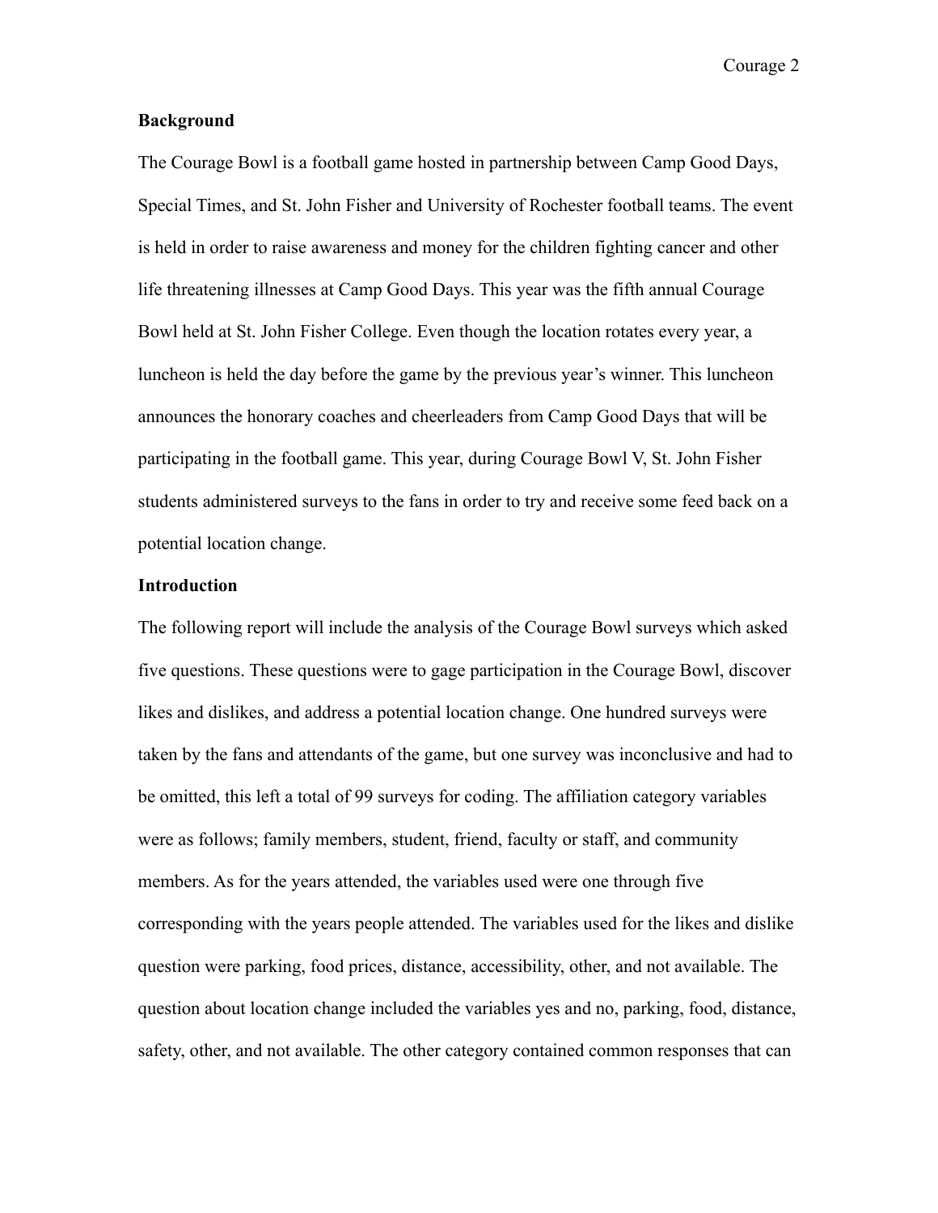**Background**

The Courage Bowl is a football game hosted in partnership between Camp Good Days, Special Times, and St. John Fisher and University of Rochester football teams. The event is held in order to raise awareness and money for the children fighting cancer and other life threatening illnesses at Camp Good Days. This year was the fifth annual Courage Bowl held at St. John Fisher College. Even though the location rotates every year, a luncheon is held the day before the game by the previous year's winner. This luncheon announces the honorary coaches and cheerleaders from Camp Good Days that will be participating in the football game. This year, during Courage Bowl V, St. John Fisher students administered surveys to the fans in order to try and receive some feed back on a potential location change.

**Introduction**

The following report will include the analysis of the Courage Bowl surveys which asked five questions. These questions were to gage participation in the Courage Bowl, discover likes and dislikes, and address a potential location change. One hundred surveys were taken by the fans and attendants of the game, but one survey was inconclusive and had to be omitted, this left a total of 99 surveys for coding. The affiliation category variables were as follows; family members, student, friend, faculty or staff, and community members. As for the years attended, the variables used were one through five corresponding with the years people attended. The variables used for the likes and dislike question were parking, food prices, distance, accessibility, other, and not available. The question about location change included the variables yes and no, parking, food, distance, safety, other, and not available. The other category contained common responses that can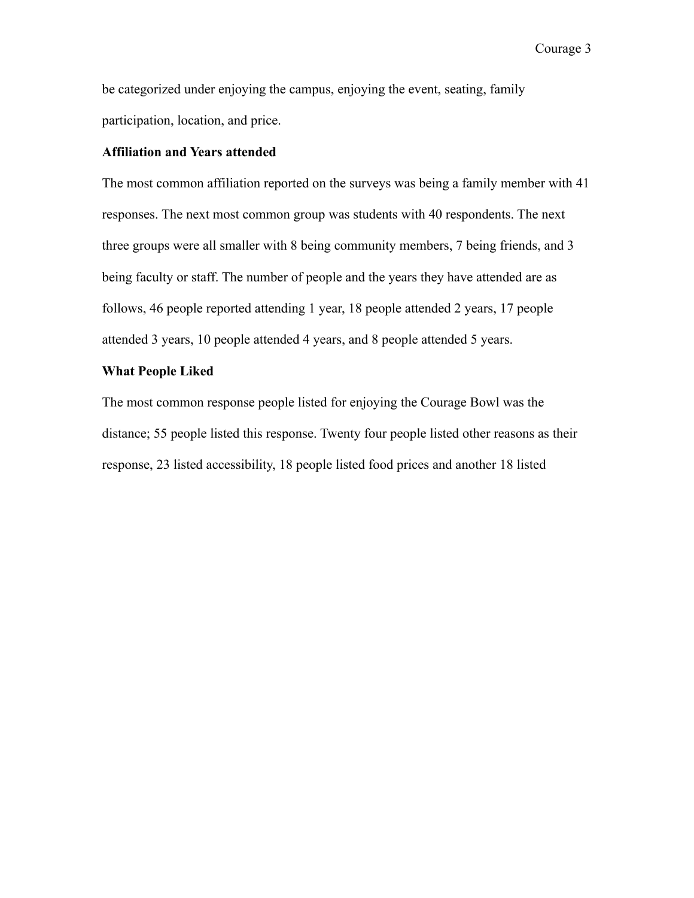be categorized under enjoying the campus, enjoying the event, seating, family participation, location, and price.

**Affiliation and Years attended**

The most common affiliation reported on the surveys was being a family member with 41 responses. The next most common group was students with 40 respondents. The next three groups were all smaller with 8 being community members, 7 being friends, and 3 being faculty or staff. The number of people and the years they have attended are as follows, 46 people reported attending 1 year, 18 people attended 2 years, 17 people attended 3 years, 10 people attended 4 years, and 8 people attended 5 years.

**What People Liked**

The most common response people listed for enjoying the Courage Bowl was the distance; 55 people listed this response. Twenty four people listed other reasons as their response, 23 listed accessibility, 18 people listed food prices and another 18 listed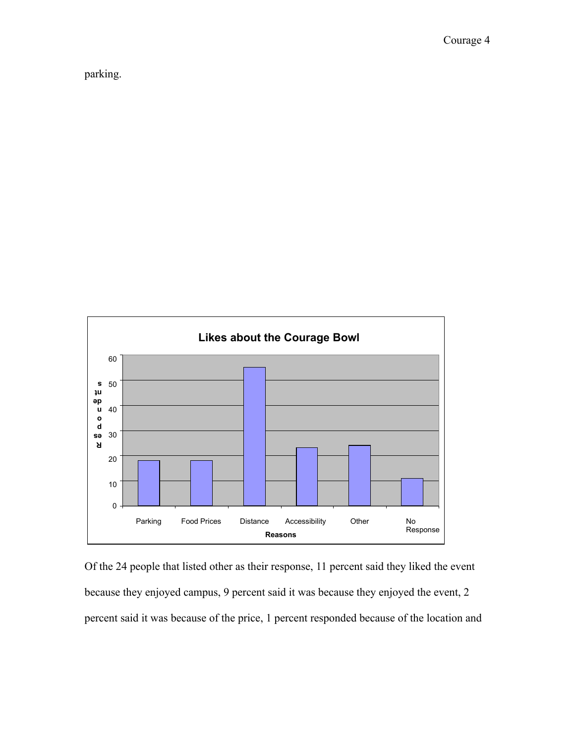parking.

Of the 24 people that listed other as their response, 11 percent said they liked the event because they enjoyed campus, 9 percent said it was because they enjoyed the event, 2 percent said it was because of the price, 1 percent responded because of the location and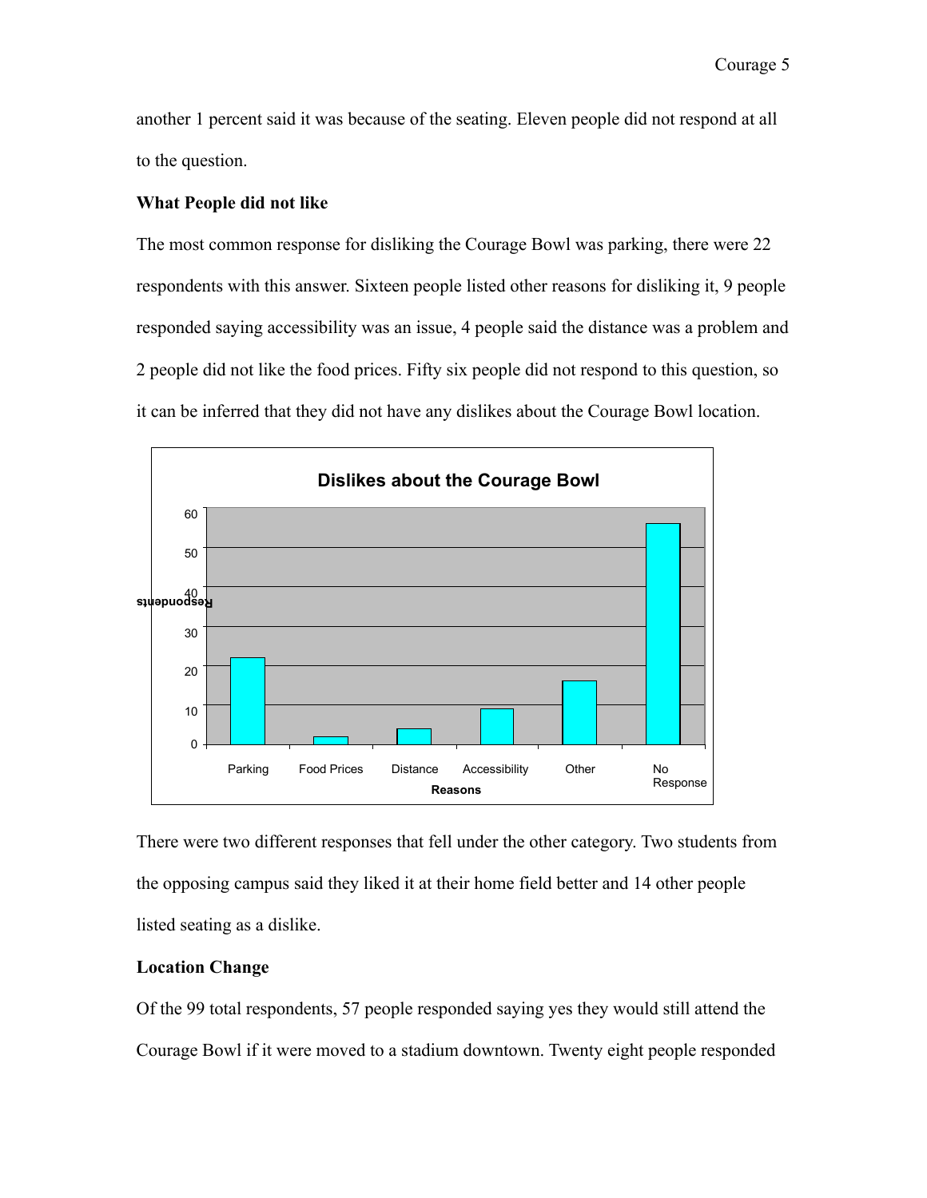another 1 percent said it was because of the seating. Eleven people did not respond at all to the question.

**What People did not like**

The most common response for disliking the Courage Bowl was parking, there were 22 respondents with this answer. Sixteen people listed other reasons for disliking it, 9 people responded saying accessibility was an issue, 4 people said the distance was a problem and 2 people did not like the food prices. Fifty six people did not respond to this question, so it can be inferred that they did not have any dislikes about the Courage Bowl location.

**Dislikes about the Courage Bowl**

| Reasons | Respondents |
| --- | --- |
| Parking | 22 |
| Food Prices | 2 |
| Distance | 4 |
| Accessibility | 9 |
| Other | 16 |
| No Response | 56 |

There were two different responses that fell under the other category. Two students from the opposing campus said they liked it at their home field better and 14 other people listed seating as a dislike.

**Location Change**

Of the 99 total respondents, 57 people responded saying yes they would still attend the Courage Bowl if it were moved to a stadium downtown. Twenty eight people responded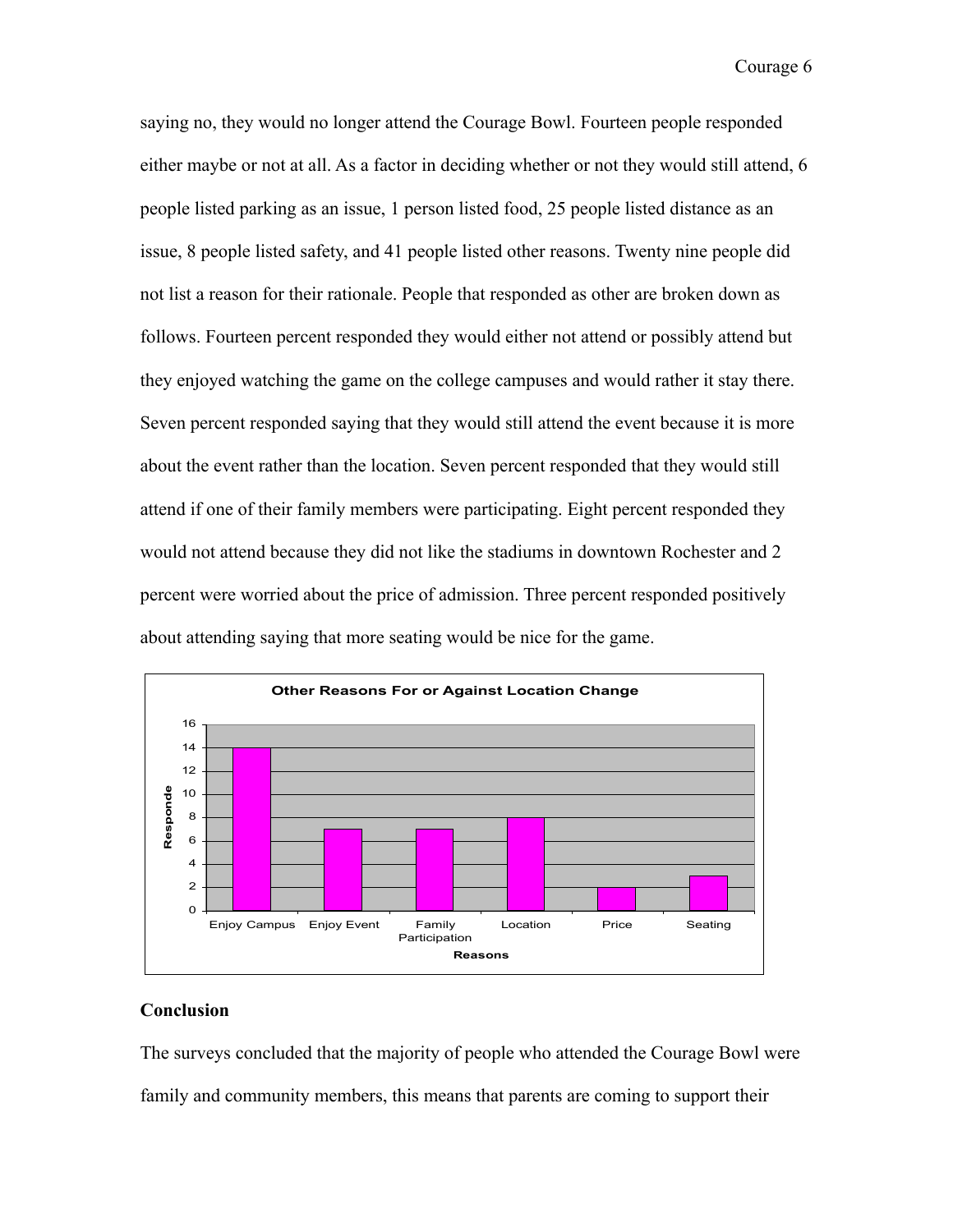saying no, they would no longer attend the Courage Bowl. Fourteen people responded either maybe or not at all. As a factor in deciding whether or not they would still attend, 6 people listed parking as an issue, 1 person listed food, 25 people listed distance as an issue, 8 people listed safety, and 41 people listed other reasons. Twenty nine people did not list a reason for their rationale. People that responded as other are broken down as follows. Fourteen percent responded they would either not attend or possibly attend but they enjoyed watching the game on the college campuses and would rather it stay there. Seven percent responded saying that they would still attend the event because it is more about the event rather than the location. Seven percent responded that they would still attend if one of their family members were participating. Eight percent responded they would not attend because they did not like the stadiums in downtown Rochester and 2 percent were worried about the price of admission. Three percent responded positively about attending saying that more seating would be nice for the game.

**Other Reasons For or Against Location Change**

| Reasons | Responde |
|---|---|
| Enjoy Campus | 14 |
| Enjoy Event | 7 |
| Family Participation | 7 |
| Location | 8 |
| Price | 2 |
| Seating | 3 |

## Conclusion

The surveys concluded that the majority of people who attended the Courage Bowl were family and community members, this means that parents are coming to support their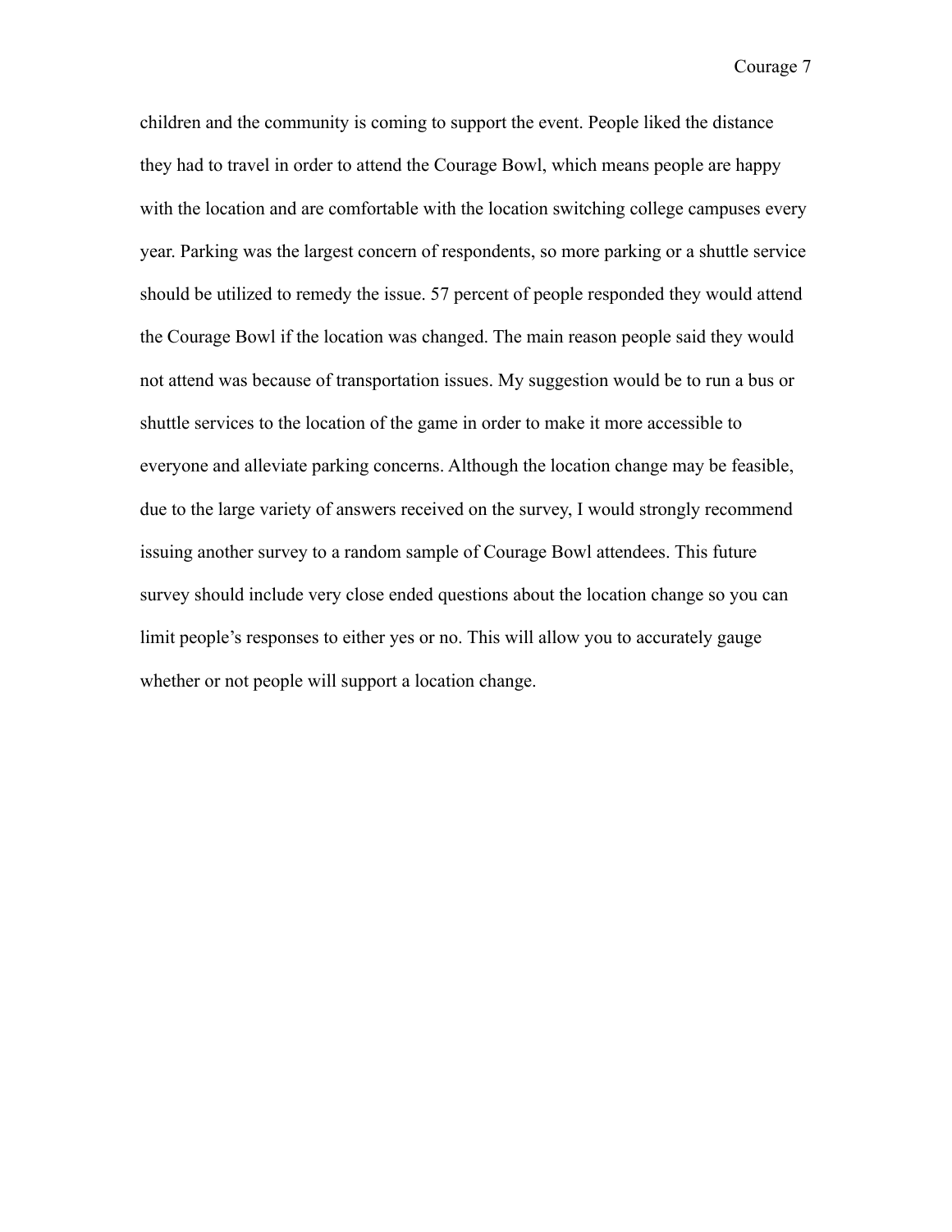children and the community is coming to support the event. People liked the distance they had to travel in order to attend the Courage Bowl, which means people are happy with the location and are comfortable with the location switching college campuses every year. Parking was the largest concern of respondents, so more parking or a shuttle service should be utilized to remedy the issue. 57 percent of people responded they would attend the Courage Bowl if the location was changed. The main reason people said they would not attend was because of transportation issues. My suggestion would be to run a bus or shuttle services to the location of the game in order to make it more accessible to everyone and alleviate parking concerns. Although the location change may be feasible, due to the large variety of answers received on the survey, I would strongly recommend issuing another survey to a random sample of Courage Bowl attendees. This future survey should include very close ended questions about the location change so you can limit people's responses to either yes or no. This will allow you to accurately gauge whether or not people will support a location change.